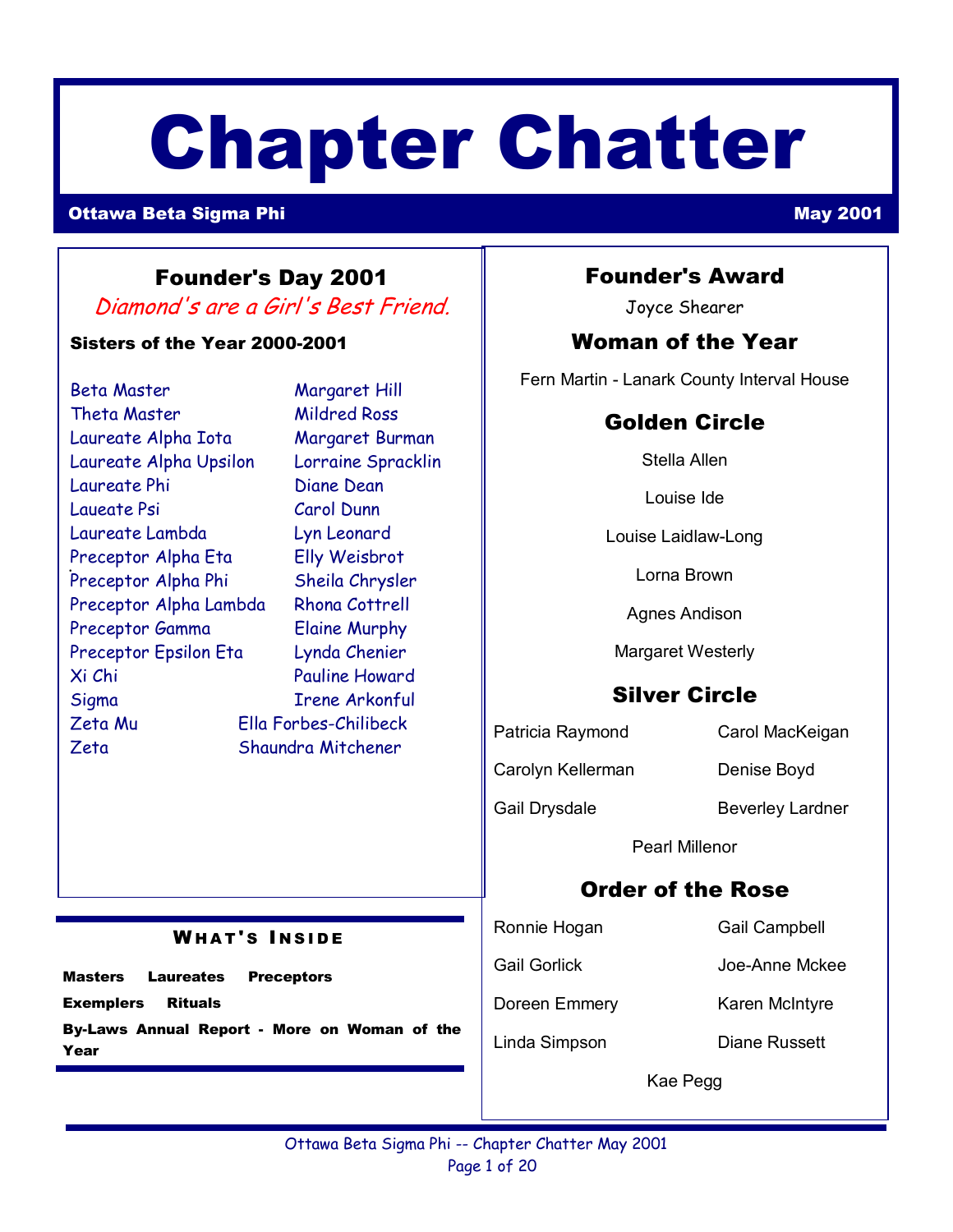# Chapter Chatter

**Ottawa Beta Sigma Phi** — **May 2001**

## Founder's Day 2001

*Diamond's are a Girl's Best Friend.*

**Sisters of the Year 2000-2001**

| Chapter | Sister |
|---|---|
| Beta Master | Margaret Hill |
| Theta Master | Mildred Ross |
| Laureate Alpha Iota | Margaret Burman |
| Laureate Alpha Upsilon | Lorraine Spracklin |
| Laureate Phi | Diane Dean |
| Laueate Psi | Carol Dunn |
| Laureate Lambda | Lyn Leonard |
| Preceptor Alpha Eta | Elly Weisbrot |
| Preceptor Alpha Phi | Sheila Chrysler |
| Preceptor Alpha Lambda | Rhona Cottrell |
| Preceptor Gamma | Elaine Murphy |
| Preceptor Epsilon Eta | Lynda Chenier |
| Xi Chi | Pauline Howard |
| Sigma | Irene Arkonful |
| Zeta Mu | Ella Forbes-Chilibeck |
| Zeta | Shaundra Mitchener |

### What's Inside

**Masters Laureates Preceptors**

**Exemplers Rituals**

**By-Laws Annual Report - More on Woman of the Year**

## Founder's Award

Joyce Shearer

## Woman of the Year

Fern Martin - Lanark County Interval House

## Golden Circle

Stella Allen

Louise Ide

Louise Laidlaw-Long

Lorna Brown

Agnes Andison

Margaret Westerly

## Silver Circle

Patricia Raymond

Carol MacKeigan

Carolyn Kellerman

Denise Boyd

Gail Drysdale

Beverley Lardner

Pearl Millenor

## Order of the Rose

Ronnie Hogan

Gail Campbell

Gail Gorlick

Joe-Anne Mckee

Doreen Emmery

Karen McIntyre

Linda Simpson

Diane Russett

Kae Pegg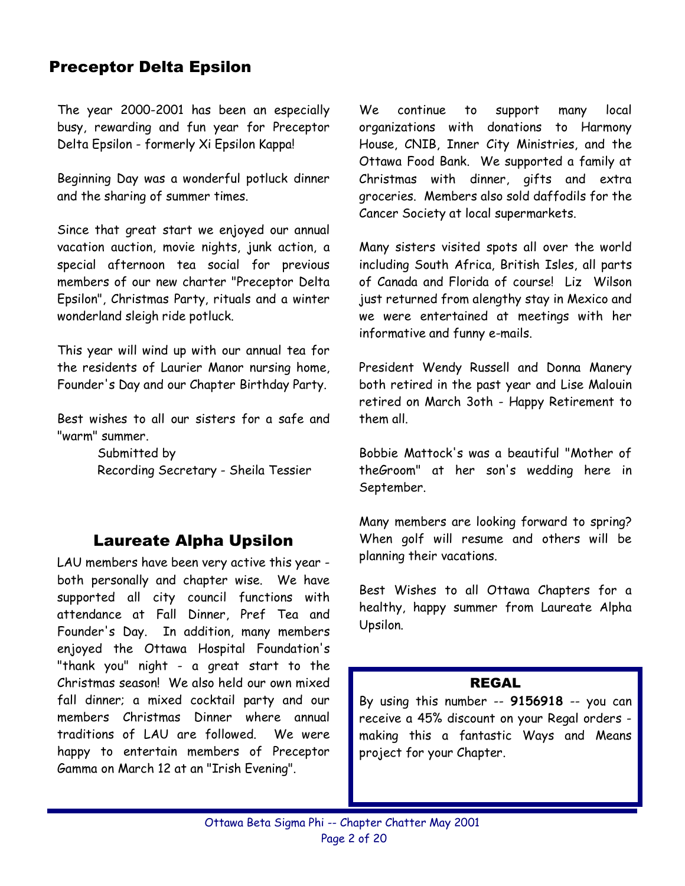## Preceptor Delta Epsilon

The year 2000-2001 has been an especially busy, rewarding and fun year for Preceptor Delta Epsilon - formerly Xi Epsilon Kappa!

Beginning Day was a wonderful potluck dinner and the sharing of summer times.

Since that great start we enjoyed our annual vacation auction, movie nights, junk action, a special afternoon tea social for previous members of our new charter "Preceptor Delta Epsilon", Christmas Party, rituals and a winter wonderland sleigh ride potluck.

This year will wind up with our annual tea for the residents of Laurier Manor nursing home, Founder's Day and our Chapter Birthday Party.

Best wishes to all our sisters for a safe and "warm" summer.

Submitted by
Recording Secretary - Sheila Tessier

## Laureate Alpha Upsilon

LAU members have been very active this year - both personally and chapter wise. We have supported all city council functions with attendance at Fall Dinner, Pref Tea and Founder's Day. In addition, many members enjoyed the Ottawa Hospital Foundation's "thank you" night - a great start to the Christmas season! We also held our own mixed fall dinner; a mixed cocktail party and our members Christmas Dinner where annual traditions of LAU are followed. We were happy to entertain members of Preceptor Gamma on March 12 at an "Irish Evening".

We continue to support many local organizations with donations to Harmony House, CNIB, Inner City Ministries, and the Ottawa Food Bank. We supported a family at Christmas with dinner, gifts and extra groceries. Members also sold daffodils for the Cancer Society at local supermarkets.

Many sisters visited spots all over the world including South Africa, British Isles, all parts of Canada and Florida of course! Liz Wilson just returned from alengthy stay in Mexico and we were entertained at meetings with her informative and funny e-mails.

President Wendy Russell and Donna Manery both retired in the past year and Lise Malouin retired on March 3oth - Happy Retirement to them all.

Bobbie Mattock's was a beautiful "Mother of theGroom" at her son's wedding here in September.

Many members are looking forward to spring? When golf will resume and others will be planning their vacations.

Best Wishes to all Ottawa Chapters for a healthy, happy summer from Laureate Alpha Upsilon.

### REGAL

By using this number -- **9156918** -- you can receive a 45% discount on your Regal orders - making this a fantastic Ways and Means project for your Chapter.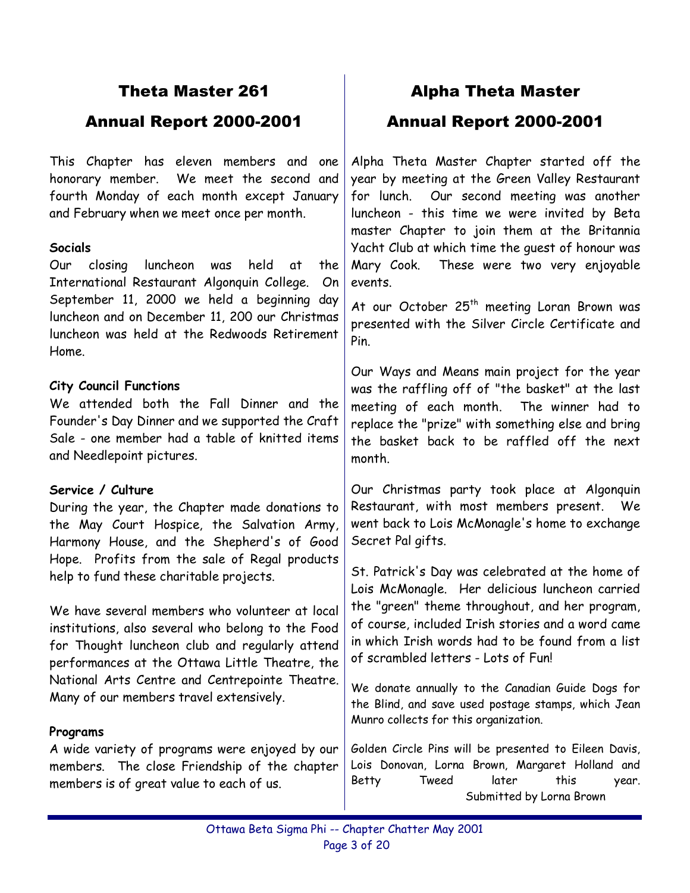## Theta Master 261

## Annual Report 2000-2001

This Chapter has eleven members and one honorary member. We meet the second and fourth Monday of each month except January and February when we meet once per month.

**Socials**
Our closing luncheon was held at the International Restaurant Algonquin College. On September 11, 2000 we held a beginning day luncheon and on December 11, 200 our Christmas luncheon was held at the Redwoods Retirement Home.

**City Council Functions**
We attended both the Fall Dinner and the Founder's Day Dinner and we supported the Craft Sale - one member had a table of knitted items and Needlepoint pictures.

**Service / Culture**
During the year, the Chapter made donations to the May Court Hospice, the Salvation Army, Harmony House, and the Shepherd's of Good Hope. Profits from the sale of Regal products help to fund these charitable projects.

We have several members who volunteer at local institutions, also several who belong to the Food for Thought luncheon club and regularly attend performances at the Ottawa Little Theatre, the National Arts Centre and Centrepointe Theatre. Many of our members travel extensively.

**Programs**
A wide variety of programs were enjoyed by our members. The close Friendship of the chapter members is of great value to each of us.

## Alpha Theta Master

## Annual Report 2000-2001

Alpha Theta Master Chapter started off the year by meeting at the Green Valley Restaurant for lunch. Our second meeting was another luncheon - this time we were invited by Beta master Chapter to join them at the Britannia Yacht Club at which time the guest of honour was Mary Cook. These were two very enjoyable events.

At our October 25th meeting Loran Brown was presented with the Silver Circle Certificate and Pin.

Our Ways and Means main project for the year was the raffling off of "the basket" at the last meeting of each month. The winner had to replace the "prize" with something else and bring the basket back to be raffled off the next month.

Our Christmas party took place at Algonquin Restaurant, with most members present. We went back to Lois McMonagle's home to exchange Secret Pal gifts.

St. Patrick's Day was celebrated at the home of Lois McMonagle. Her delicious luncheon carried the "green" theme throughout, and her program, of course, included Irish stories and a word came in which Irish words had to be found from a list of scrambled letters - Lots of Fun!

We donate annually to the Canadian Guide Dogs for the Blind, and save used postage stamps, which Jean Munro collects for this organization.

Golden Circle Pins will be presented to Eileen Davis, Lois Donovan, Lorna Brown, Margaret Holland and Betty Tweed later this year.

Submitted by Lorna Brown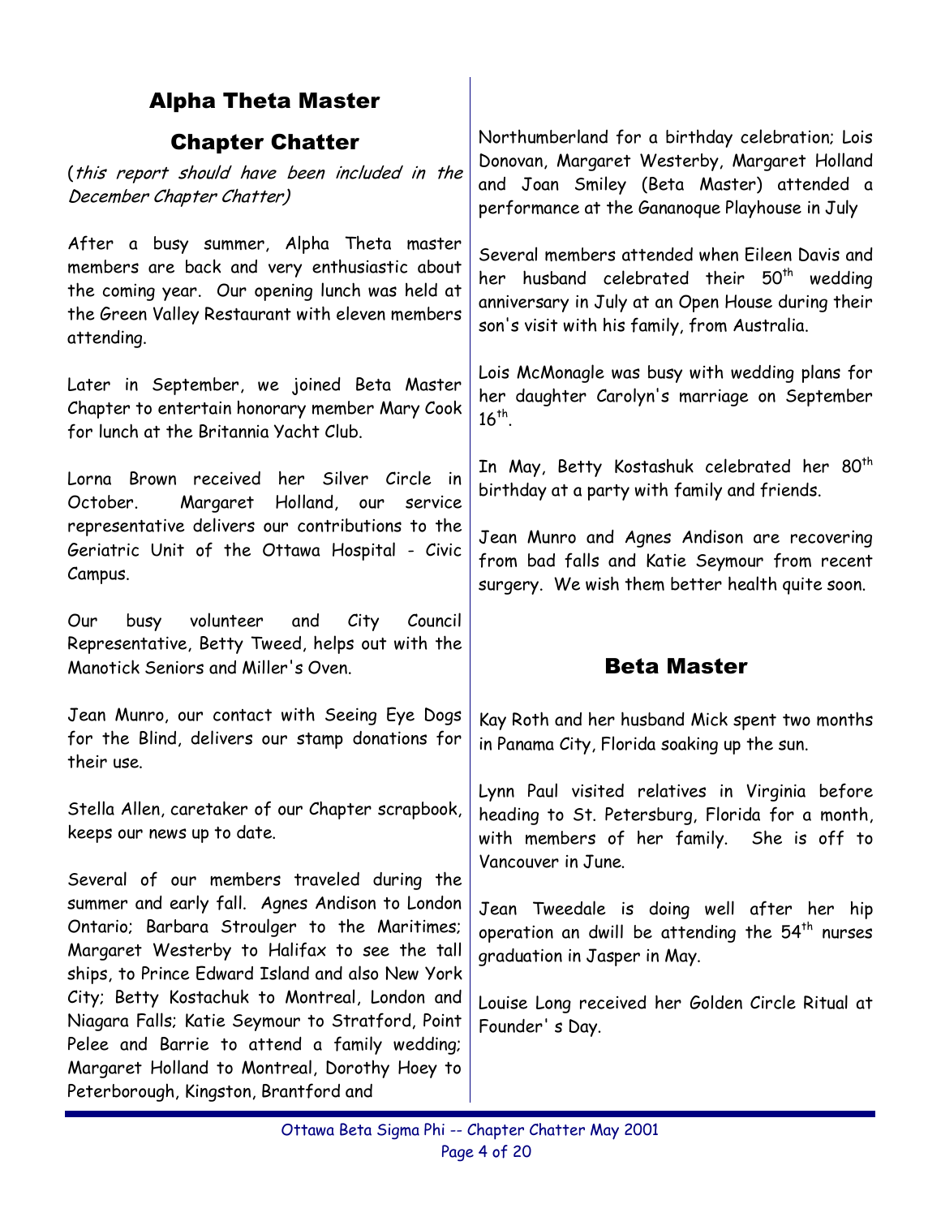## Alpha Theta Master

## Chapter Chatter

(*this report should have been included in the December Chapter Chatter*)

After a busy summer, Alpha Theta master members are back and very enthusiastic about the coming year. Our opening lunch was held at the Green Valley Restaurant with eleven members attending.

Later in September, we joined Beta Master Chapter to entertain honorary member Mary Cook for lunch at the Britannia Yacht Club.

Lorna Brown received her Silver Circle in October. Margaret Holland, our service representative delivers our contributions to the Geriatric Unit of the Ottawa Hospital - Civic Campus.

Our busy volunteer and City Council Representative, Betty Tweed, helps out with the Manotick Seniors and Miller's Oven.

Jean Munro, our contact with Seeing Eye Dogs for the Blind, delivers our stamp donations for their use.

Stella Allen, caretaker of our Chapter scrapbook, keeps our news up to date.

Several of our members traveled during the summer and early fall. Agnes Andison to London Ontario; Barbara Stroulger to the Maritimes; Margaret Westerby to Halifax to see the tall ships, to Prince Edward Island and also New York City; Betty Kostachuk to Montreal, London and Niagara Falls; Katie Seymour to Stratford, Point Pelee and Barrie to attend a family wedding; Margaret Holland to Montreal, Dorothy Hoey to Peterborough, Kingston, Brantford and Northumberland for a birthday celebration; Lois Donovan, Margaret Westerby, Margaret Holland and Joan Smiley (Beta Master) attended a performance at the Gananoque Playhouse in July

Several members attended when Eileen Davis and her husband celebrated their 50th wedding anniversary in July at an Open House during their son's visit with his family, from Australia.

Lois McMonagle was busy with wedding plans for her daughter Carolyn's marriage on September 16th.

In May, Betty Kostashuk celebrated her 80th birthday at a party with family and friends.

Jean Munro and Agnes Andison are recovering from bad falls and Katie Seymour from recent surgery. We wish them better health quite soon.

## Beta Master

Kay Roth and her husband Mick spent two months in Panama City, Florida soaking up the sun.

Lynn Paul visited relatives in Virginia before heading to St. Petersburg, Florida for a month, with members of her family. She is off to Vancouver in June.

Jean Tweedale is doing well after her hip operation an dwill be attending the 54th nurses graduation in Jasper in May.

Louise Long received her Golden Circle Ritual at Founder's Day.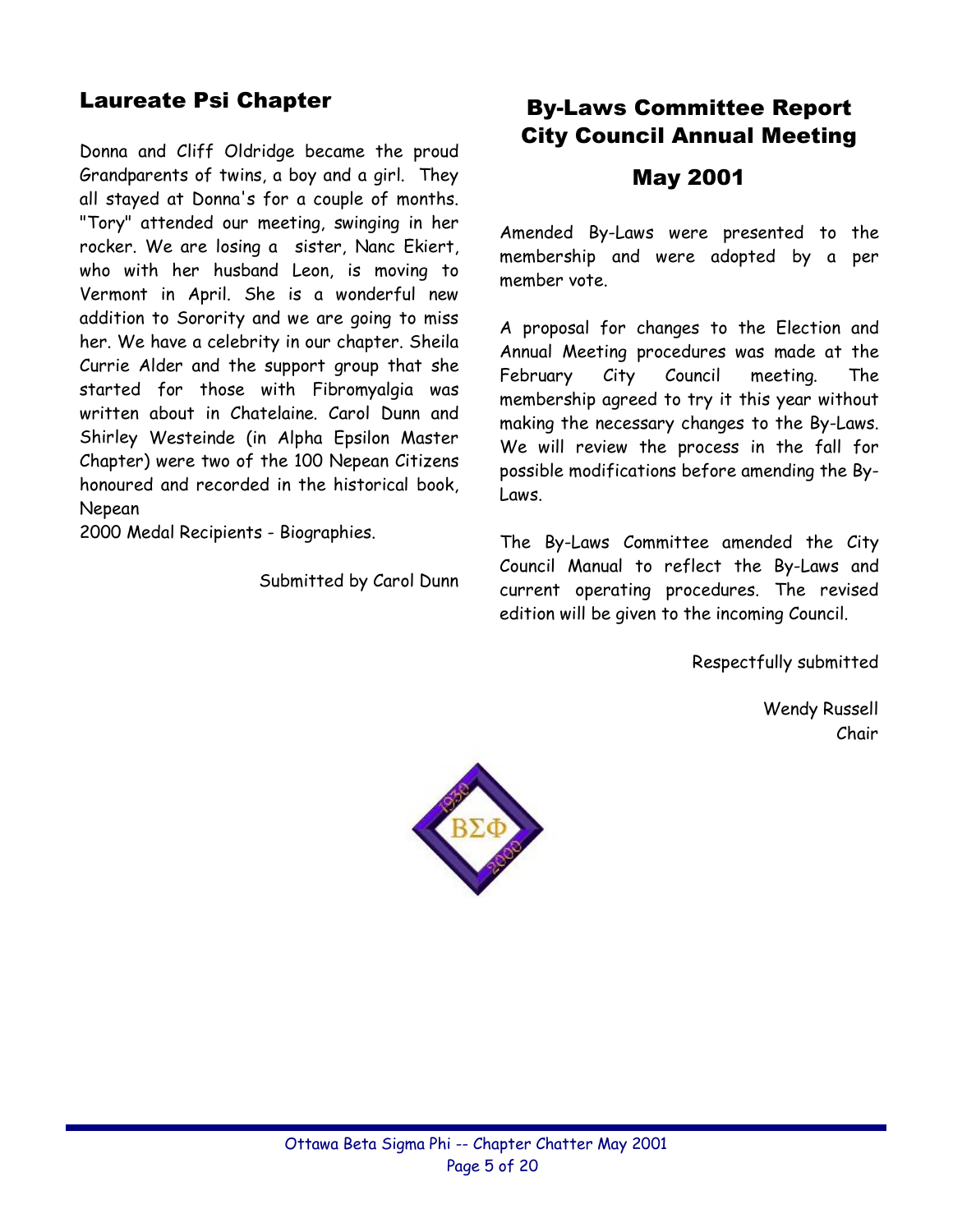## Laureate Psi Chapter

Donna and Cliff Oldridge became the proud Grandparents of twins, a boy and a girl. They all stayed at Donna's for a couple of months. "Tory" attended our meeting, swinging in her rocker. We are losing a sister, Nanc Ekiert, who with her husband Leon, is moving to Vermont in April. She is a wonderful new addition to Sorority and we are going to miss her. We have a celebrity in our chapter. Sheila Currie Alder and the support group that she started for those with Fibromyalgia was written about in Chatelaine. Carol Dunn and Shirley Westeinde (in Alpha Epsilon Master Chapter) were two of the 100 Nepean Citizens honoured and recorded in the historical book, Nepean
2000 Medal Recipients - Biographies.

Submitted by Carol Dunn

## By-Laws Committee Report City Council Annual Meeting

## May 2001

Amended By-Laws were presented to the membership and were adopted by a per member vote.

A proposal for changes to the Election and Annual Meeting procedures was made at the February City Council meeting. The membership agreed to try it this year without making the necessary changes to the By-Laws. We will review the process in the fall for possible modifications before amending the By-Laws.

The By-Laws Committee amended the City Council Manual to reflect the By-Laws and current operating procedures. The revised edition will be given to the incoming Council.

Respectfully submitted

Wendy Russell
Chair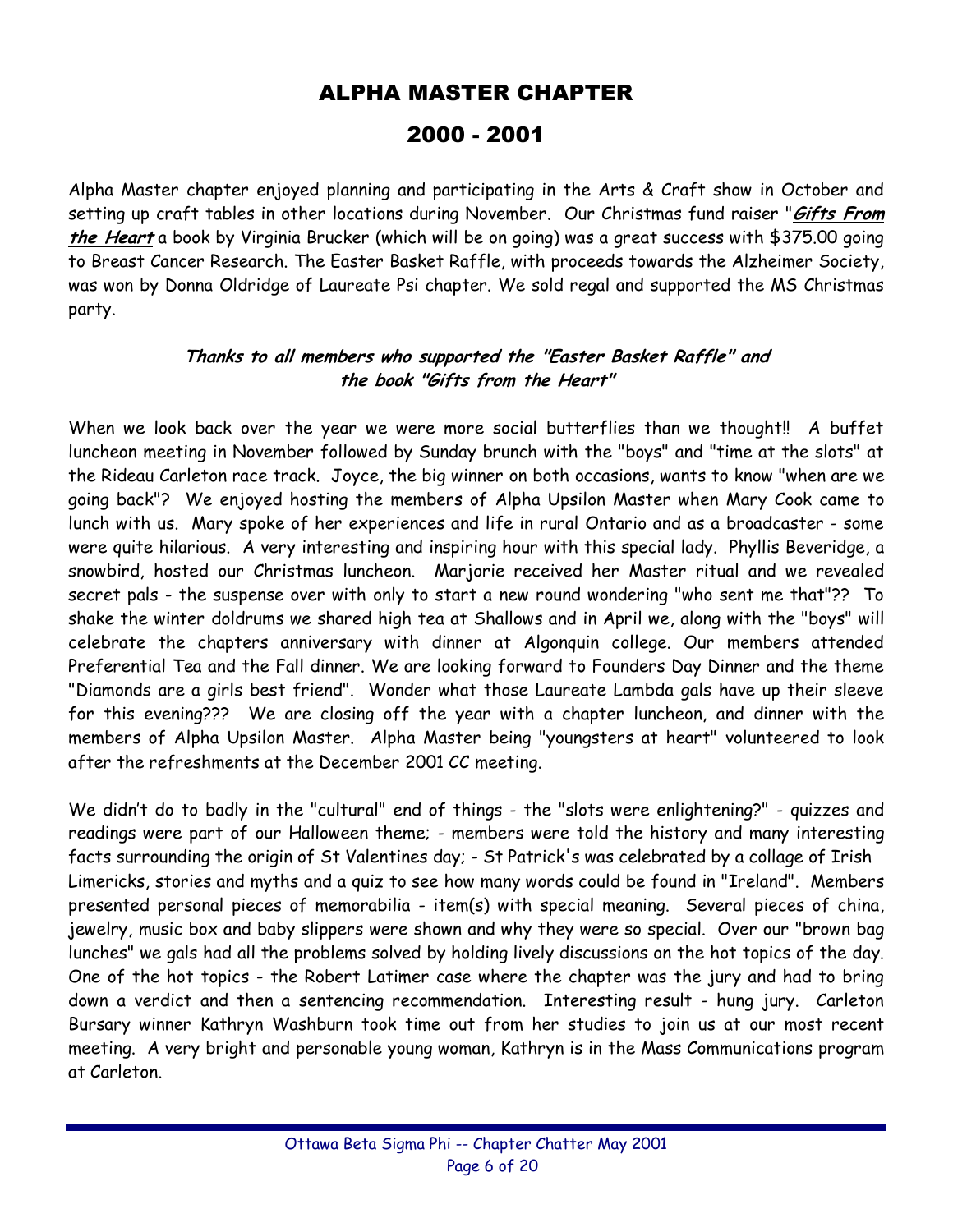# ALPHA MASTER CHAPTER

# 2000 - 2001

Alpha Master chapter enjoyed planning and participating in the Arts & Craft show in October and setting up craft tables in other locations during November. Our Christmas fund raiser "***Gifts From the Heart***" a book by Virginia Brucker (which will be on going) was a great success with $375.00 going to Breast Cancer Research. The Easter Basket Raffle, with proceeds towards the Alzheimer Society, was won by Donna Oldridge of Laureate Psi chapter. We sold regal and supported the MS Christmas party.

***Thanks to all members who supported the "Easter Basket Raffle" and the book "Gifts from the Heart"***

When we look back over the year we were more social butterflies than we thought!! A buffet luncheon meeting in November followed by Sunday brunch with the "boys" and "time at the slots" at the Rideau Carleton race track. Joyce, the big winner on both occasions, wants to know "when are we going back"? We enjoyed hosting the members of Alpha Upsilon Master when Mary Cook came to lunch with us. Mary spoke of her experiences and life in rural Ontario and as a broadcaster - some were quite hilarious. A very interesting and inspiring hour with this special lady. Phyllis Beveridge, a snowbird, hosted our Christmas luncheon. Marjorie received her Master ritual and we revealed secret pals - the suspense over with only to start a new round wondering "who sent me that"?? To shake the winter doldrums we shared high tea at Shallows and in April we, along with the "boys" will celebrate the chapters anniversary with dinner at Algonquin college. Our members attended Preferential Tea and the Fall dinner. We are looking forward to Founders Day Dinner and the theme "Diamonds are a girls best friend". Wonder what those Laureate Lambda gals have up their sleeve for this evening??? We are closing off the year with a chapter luncheon, and dinner with the members of Alpha Upsilon Master. Alpha Master being "youngsters at heart" volunteered to look after the refreshments at the December 2001 CC meeting.

We didn't do to badly in the "cultural" end of things - the "slots were enlightening?" - quizzes and readings were part of our Halloween theme; - members were told the history and many interesting facts surrounding the origin of St Valentines day; - St Patrick's was celebrated by a collage of Irish Limericks, stories and myths and a quiz to see how many words could be found in "Ireland". Members presented personal pieces of memorabilia - item(s) with special meaning. Several pieces of china, jewelry, music box and baby slippers were shown and why they were so special. Over our "brown bag lunches" we gals had all the problems solved by holding lively discussions on the hot topics of the day. One of the hot topics - the Robert Latimer case where the chapter was the jury and had to bring down a verdict and then a sentencing recommendation. Interesting result - hung jury. Carleton Bursary winner Kathryn Washburn took time out from her studies to join us at our most recent meeting. A very bright and personable young woman, Kathryn is in the Mass Communications program at Carleton.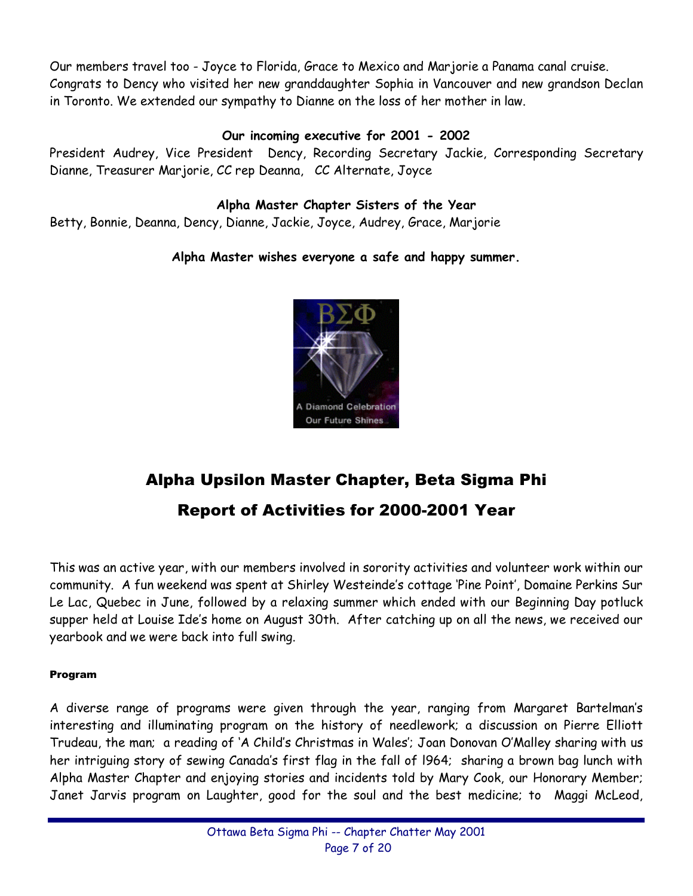Our members travel too - Joyce to Florida, Grace to Mexico and Marjorie a Panama canal cruise. Congrats to Dency who visited her new granddaughter Sophia in Vancouver and new grandson Declan in Toronto. We extended our sympathy to Dianne on the loss of her mother in law.

**Our incoming executive for 2001 - 2002**

President Audrey, Vice President Dency, Recording Secretary Jackie, Corresponding Secretary Dianne, Treasurer Marjorie, CC rep Deanna, CC Alternate, Joyce

**Alpha Master Chapter Sisters of the Year**

Betty, Bonnie, Deanna, Dency, Dianne, Jackie, Joyce, Audrey, Grace, Marjorie

**Alpha Master wishes everyone a safe and happy summer.**

# Alpha Upsilon Master Chapter, Beta Sigma Phi

## Report of Activities for 2000-2001 Year

This was an active year, with our members involved in sorority activities and volunteer work within our community. A fun weekend was spent at Shirley Westeinde's cottage 'Pine Point', Domaine Perkins Sur Le Lac, Quebec in June, followed by a relaxing summer which ended with our Beginning Day potluck supper held at Louise Ide's home on August 30th. After catching up on all the news, we received our yearbook and we were back into full swing.

**Program**

A diverse range of programs were given through the year, ranging from Margaret Bartelman's interesting and illuminating program on the history of needlework; a discussion on Pierre Elliott Trudeau, the man; a reading of 'A Child's Christmas in Wales'; Joan Donovan O'Malley sharing with us her intriguing story of sewing Canada's first flag in the fall of l964; sharing a brown bag lunch with Alpha Master Chapter and enjoying stories and incidents told by Mary Cook, our Honorary Member; Janet Jarvis program on Laughter, good for the soul and the best medicine; to Maggi McLeod,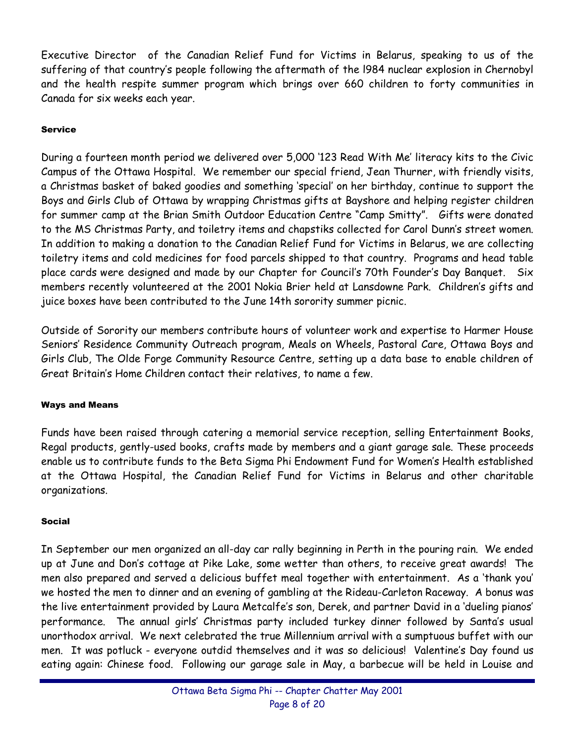Executive Director of the Canadian Relief Fund for Victims in Belarus, speaking to us of the suffering of that country's people following the aftermath of the l984 nuclear explosion in Chernobyl and the health respite summer program which brings over 660 children to forty communities in Canada for six weeks each year.

#### Service

During a fourteen month period we delivered over 5,000 '123 Read With Me' literacy kits to the Civic Campus of the Ottawa Hospital. We remember our special friend, Jean Thurner, with friendly visits, a Christmas basket of baked goodies and something 'special' on her birthday, continue to support the Boys and Girls Club of Ottawa by wrapping Christmas gifts at Bayshore and helping register children for summer camp at the Brian Smith Outdoor Education Centre "Camp Smitty". Gifts were donated to the MS Christmas Party, and toiletry items and chapstiks collected for Carol Dunn's street women. In addition to making a donation to the Canadian Relief Fund for Victims in Belarus, we are collecting toiletry items and cold medicines for food parcels shipped to that country. Programs and head table place cards were designed and made by our Chapter for Council's 70th Founder's Day Banquet. Six members recently volunteered at the 2001 Nokia Brier held at Lansdowne Park. Children's gifts and juice boxes have been contributed to the June 14th sorority summer picnic.

Outside of Sorority our members contribute hours of volunteer work and expertise to Harmer House Seniors' Residence Community Outreach program, Meals on Wheels, Pastoral Care, Ottawa Boys and Girls Club, The Olde Forge Community Resource Centre, setting up a data base to enable children of Great Britain's Home Children contact their relatives, to name a few.

#### Ways and Means

Funds have been raised through catering a memorial service reception, selling Entertainment Books, Regal products, gently-used books, crafts made by members and a giant garage sale. These proceeds enable us to contribute funds to the Beta Sigma Phi Endowment Fund for Women's Health established at the Ottawa Hospital, the Canadian Relief Fund for Victims in Belarus and other charitable organizations.

#### Social

In September our men organized an all-day car rally beginning in Perth in the pouring rain. We ended up at June and Don's cottage at Pike Lake, some wetter than others, to receive great awards! The men also prepared and served a delicious buffet meal together with entertainment. As a 'thank you' we hosted the men to dinner and an evening of gambling at the Rideau-Carleton Raceway. A bonus was the live entertainment provided by Laura Metcalfe's son, Derek, and partner David in a 'dueling pianos' performance. The annual girls' Christmas party included turkey dinner followed by Santa's usual unorthodox arrival. We next celebrated the true Millennium arrival with a sumptuous buffet with our men. It was potluck - everyone outdid themselves and it was so delicious! Valentine's Day found us eating again: Chinese food. Following our garage sale in May, a barbecue will be held in Louise and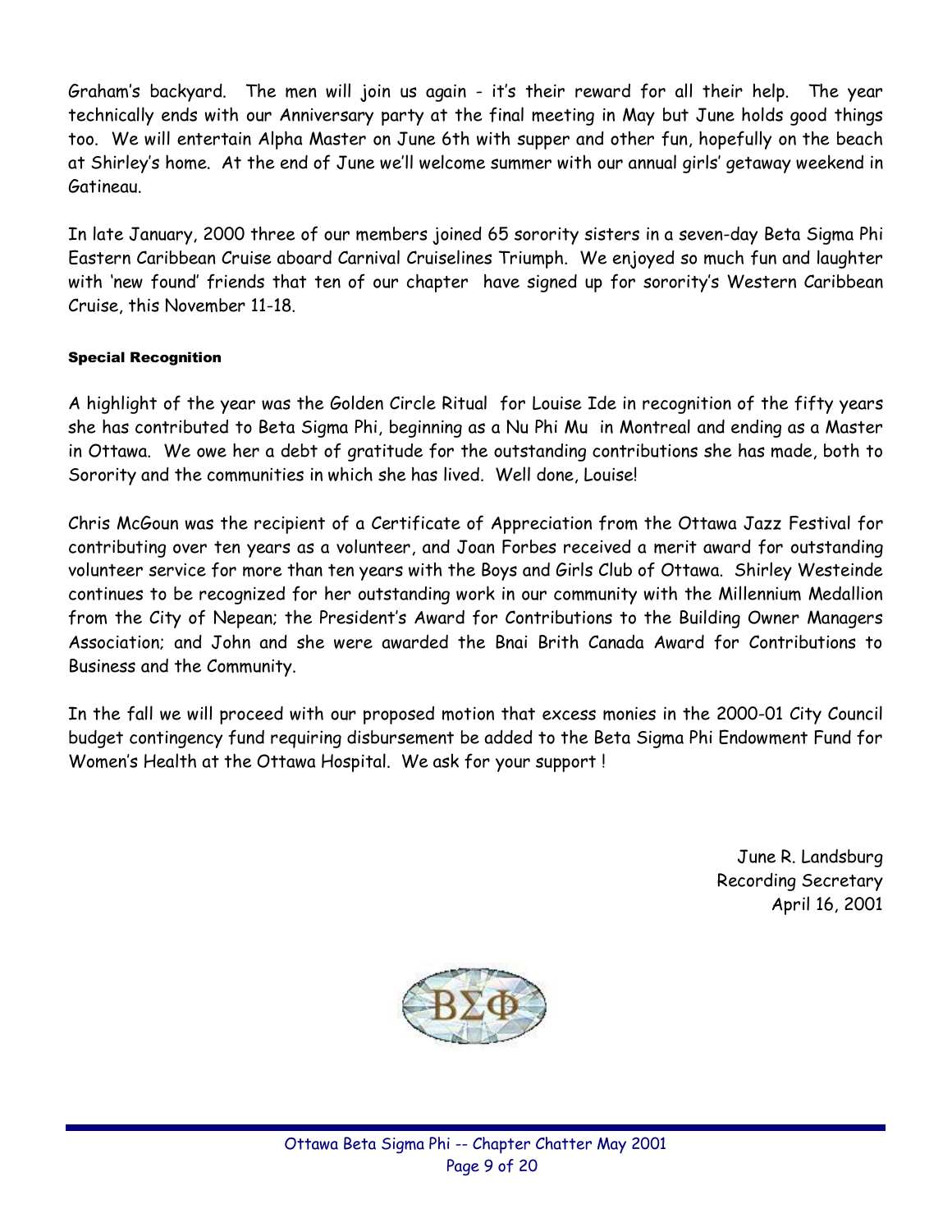Graham's backyard. The men will join us again - it's their reward for all their help. The year technically ends with our Anniversary party at the final meeting in May but June holds good things too. We will entertain Alpha Master on June 6th with supper and other fun, hopefully on the beach at Shirley's home. At the end of June we'll welcome summer with our annual girls' getaway weekend in Gatineau.

In late January, 2000 three of our members joined 65 sorority sisters in a seven-day Beta Sigma Phi Eastern Caribbean Cruise aboard Carnival Cruiselines Triumph. We enjoyed so much fun and laughter with 'new found' friends that ten of our chapter have signed up for sorority's Western Caribbean Cruise, this November 11-18.

#### Special Recognition

A highlight of the year was the Golden Circle Ritual for Louise Ide in recognition of the fifty years she has contributed to Beta Sigma Phi, beginning as a Nu Phi Mu in Montreal and ending as a Master in Ottawa. We owe her a debt of gratitude for the outstanding contributions she has made, both to Sorority and the communities in which she has lived. Well done, Louise!

Chris McGoun was the recipient of a Certificate of Appreciation from the Ottawa Jazz Festival for contributing over ten years as a volunteer, and Joan Forbes received a merit award for outstanding volunteer service for more than ten years with the Boys and Girls Club of Ottawa. Shirley Westeinde continues to be recognized for her outstanding work in our community with the Millennium Medallion from the City of Nepean; the President's Award for Contributions to the Building Owner Managers Association; and John and she were awarded the Bnai Brith Canada Award for Contributions to Business and the Community.

In the fall we will proceed with our proposed motion that excess monies in the 2000-01 City Council budget contingency fund requiring disbursement be added to the Beta Sigma Phi Endowment Fund for Women's Health at the Ottawa Hospital. We ask for your support !

June R. Landsburg
Recording Secretary
April 16, 2001

ΒΣΦ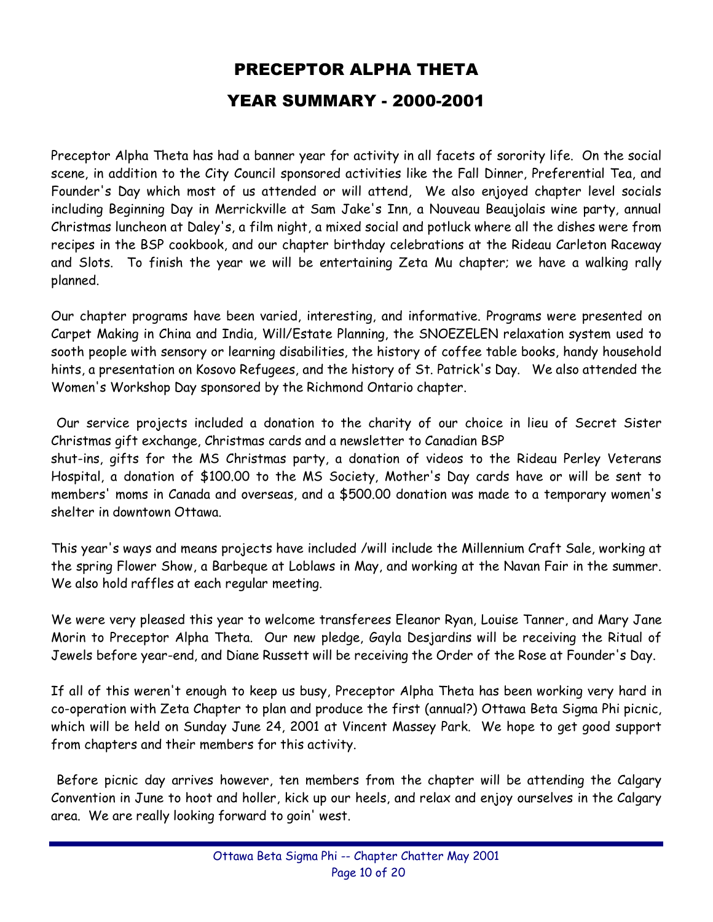# PRECEPTOR ALPHA THETA

## YEAR SUMMARY - 2000-2001

Preceptor Alpha Theta has had a banner year for activity in all facets of sorority life. On the social scene, in addition to the City Council sponsored activities like the Fall Dinner, Preferential Tea, and Founder's Day which most of us attended or will attend, We also enjoyed chapter level socials including Beginning Day in Merrickville at Sam Jake's Inn, a Nouveau Beaujolais wine party, annual Christmas luncheon at Daley's, a film night, a mixed social and potluck where all the dishes were from recipes in the BSP cookbook, and our chapter birthday celebrations at the Rideau Carleton Raceway and Slots. To finish the year we will be entertaining Zeta Mu chapter; we have a walking rally planned.

Our chapter programs have been varied, interesting, and informative. Programs were presented on Carpet Making in China and India, Will/Estate Planning, the SNOEZELEN relaxation system used to sooth people with sensory or learning disabilities, the history of coffee table books, handy household hints, a presentation on Kosovo Refugees, and the history of St. Patrick's Day. We also attended the Women's Workshop Day sponsored by the Richmond Ontario chapter.

Our service projects included a donation to the charity of our choice in lieu of Secret Sister Christmas gift exchange, Christmas cards and a newsletter to Canadian BSP shut-ins, gifts for the MS Christmas party, a donation of videos to the Rideau Perley Veterans Hospital, a donation of $100.00 to the MS Society, Mother's Day cards have or will be sent to members' moms in Canada and overseas, and a $500.00 donation was made to a temporary women's shelter in downtown Ottawa.

This year's ways and means projects have included /will include the Millennium Craft Sale, working at the spring Flower Show, a Barbeque at Loblaws in May, and working at the Navan Fair in the summer. We also hold raffles at each regular meeting.

We were very pleased this year to welcome transferees Eleanor Ryan, Louise Tanner, and Mary Jane Morin to Preceptor Alpha Theta. Our new pledge, Gayla Desjardins will be receiving the Ritual of Jewels before year-end, and Diane Russett will be receiving the Order of the Rose at Founder's Day.

If all of this weren't enough to keep us busy, Preceptor Alpha Theta has been working very hard in co-operation with Zeta Chapter to plan and produce the first (annual?) Ottawa Beta Sigma Phi picnic, which will be held on Sunday June 24, 2001 at Vincent Massey Park. We hope to get good support from chapters and their members for this activity.

Before picnic day arrives however, ten members from the chapter will be attending the Calgary Convention in June to hoot and holler, kick up our heels, and relax and enjoy ourselves in the Calgary area. We are really looking forward to goin' west.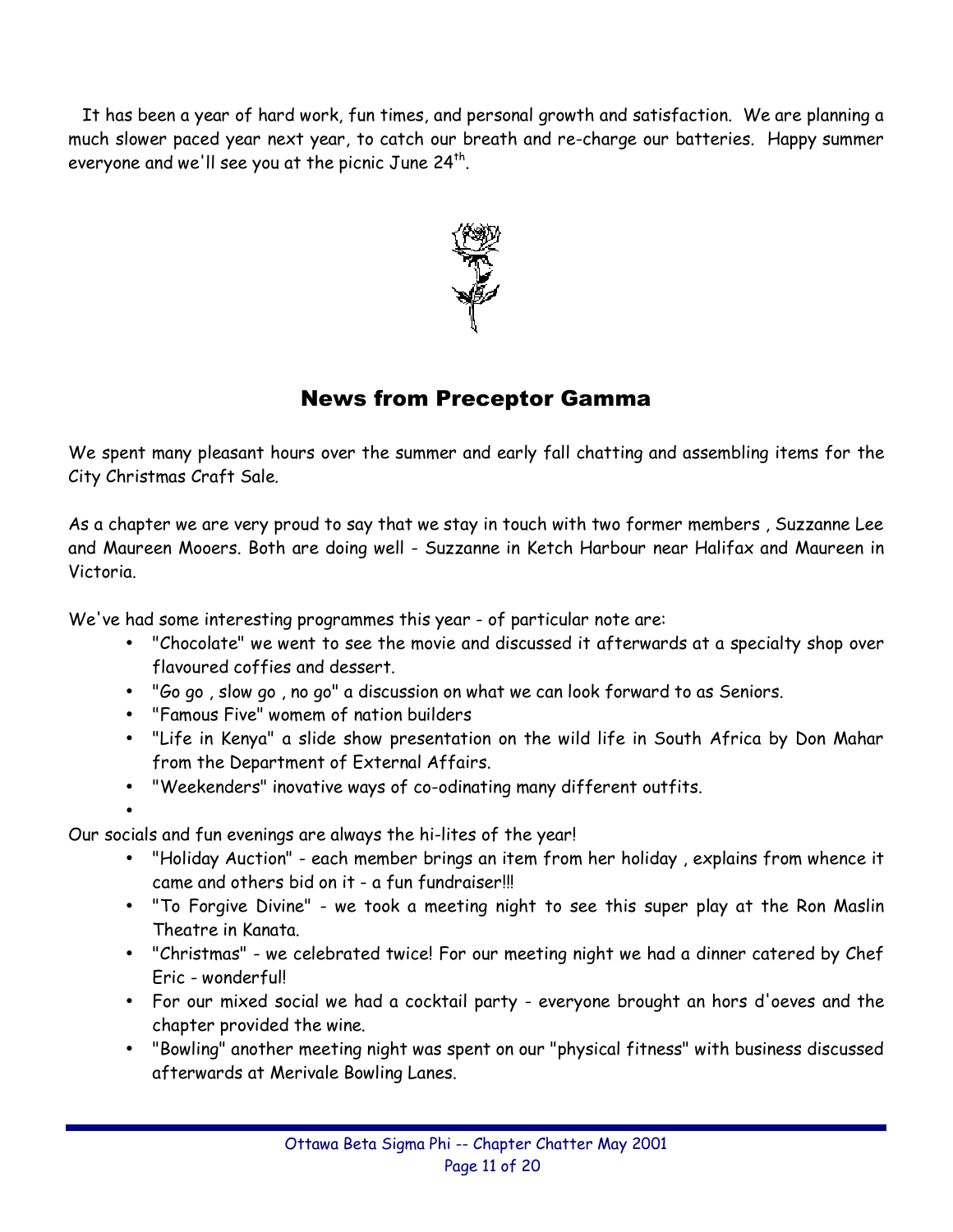It has been a year of hard work, fun times, and personal growth and satisfaction. We are planning a much slower paced year next year, to catch our breath and re-charge our batteries. Happy summer everyone and we'll see you at the picnic June 24th.

## News from Preceptor Gamma

We spent many pleasant hours over the summer and early fall chatting and assembling items for the City Christmas Craft Sale.

As a chapter we are very proud to say that we stay in touch with two former members , Suzzanne Lee and Maureen Mooers. Both are doing well - Suzzanne in Ketch Harbour near Halifax and Maureen in Victoria.

We've had some interesting programmes this year - of particular note are:

- "Chocolate" we went to see the movie and discussed it afterwards at a specialty shop over flavoured coffies and dessert.
- "Go go , slow go , no go" a discussion on what we can look forward to as Seniors.
- "Famous Five" womem of nation builders
- "Life in Kenya" a slide show presentation on the wild life in South Africa by Don Mahar from the Department of External Affairs.
- "Weekenders" inovative ways of co-odinating many different outfits.

Our socials and fun evenings are always the hi-lites of the year!

- "Holiday Auction" - each member brings an item from her holiday , explains from whence it came and others bid on it - a fun fundraiser!!!
- "To Forgive Divine" - we took a meeting night to see this super play at the Ron Maslin Theatre in Kanata.
- "Christmas" - we celebrated twice! For our meeting night we had a dinner catered by Chef Eric - wonderful!
- For our mixed social we had a cocktail party - everyone brought an hors d'oeves and the chapter provided the wine.
- "Bowling" another meeting night was spent on our "physical fitness" with business discussed afterwards at Merivale Bowling Lanes.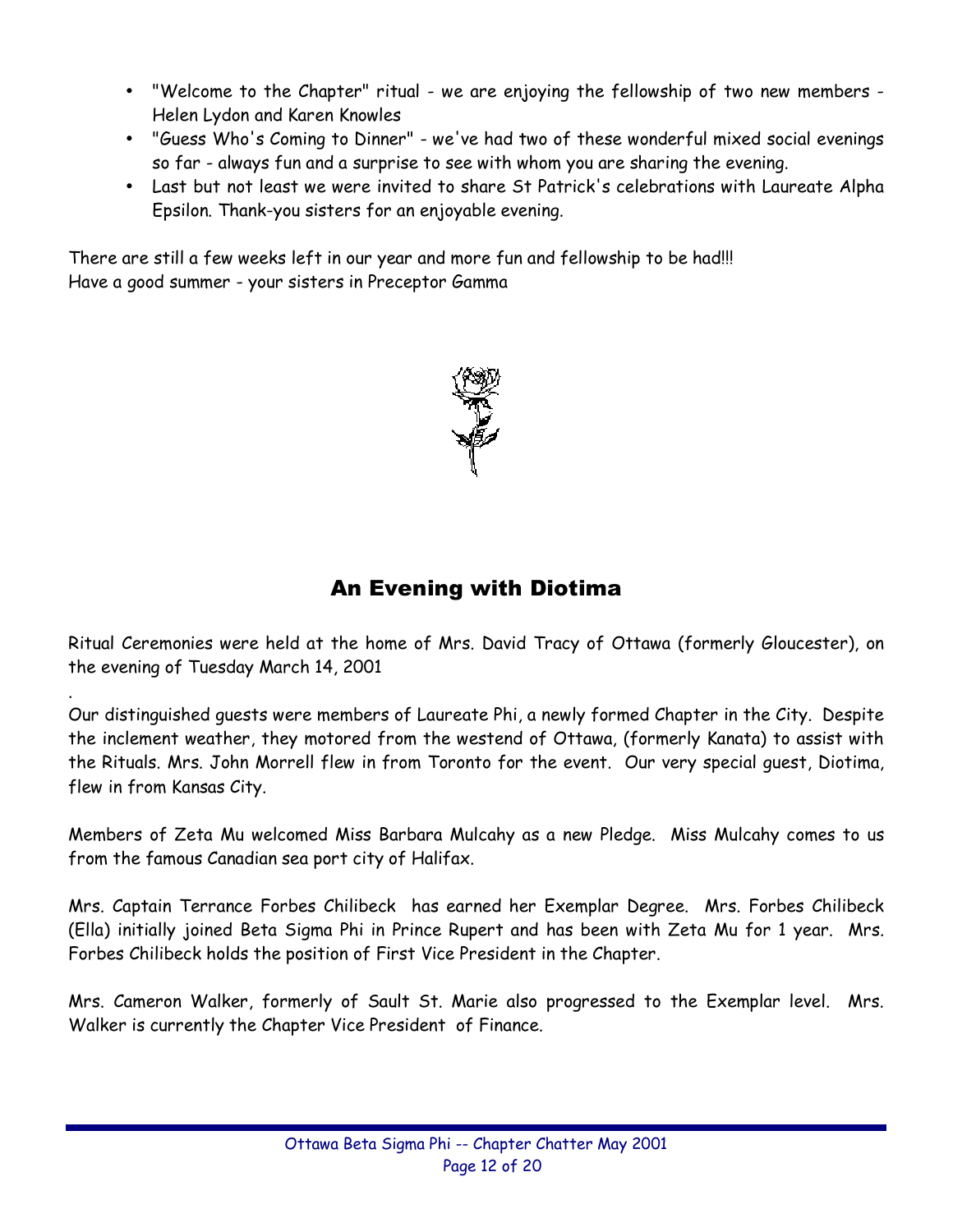- "Welcome to the Chapter" ritual - we are enjoying the fellowship of two new members - Helen Lydon and Karen Knowles
- "Guess Who's Coming to Dinner" - we've had two of these wonderful mixed social evenings so far - always fun and a surprise to see with whom you are sharing the evening.
- Last but not least we were invited to share St Patrick's celebrations with Laureate Alpha Epsilon. Thank-you sisters for an enjoyable evening.

There are still a few weeks left in our year and more fun and fellowship to be had!!!
Have a good summer - your sisters in Preceptor Gamma

## An Evening with Diotima

Ritual Ceremonies were held at the home of Mrs. David Tracy of Ottawa (formerly Gloucester), on the evening of Tuesday March 14, 2001

.
Our distinguished guests were members of Laureate Phi, a newly formed Chapter in the City. Despite the inclement weather, they motored from the westend of Ottawa, (formerly Kanata) to assist with the Rituals. Mrs. John Morrell flew in from Toronto for the event. Our very special guest, Diotima, flew in from Kansas City.

Members of Zeta Mu welcomed Miss Barbara Mulcahy as a new Pledge. Miss Mulcahy comes to us from the famous Canadian sea port city of Halifax.

Mrs. Captain Terrance Forbes Chilibeck has earned her Exemplar Degree. Mrs. Forbes Chilibeck (Ella) initially joined Beta Sigma Phi in Prince Rupert and has been with Zeta Mu for 1 year. Mrs. Forbes Chilibeck holds the position of First Vice President in the Chapter.

Mrs. Cameron Walker, formerly of Sault St. Marie also progressed to the Exemplar level. Mrs. Walker is currently the Chapter Vice President of Finance.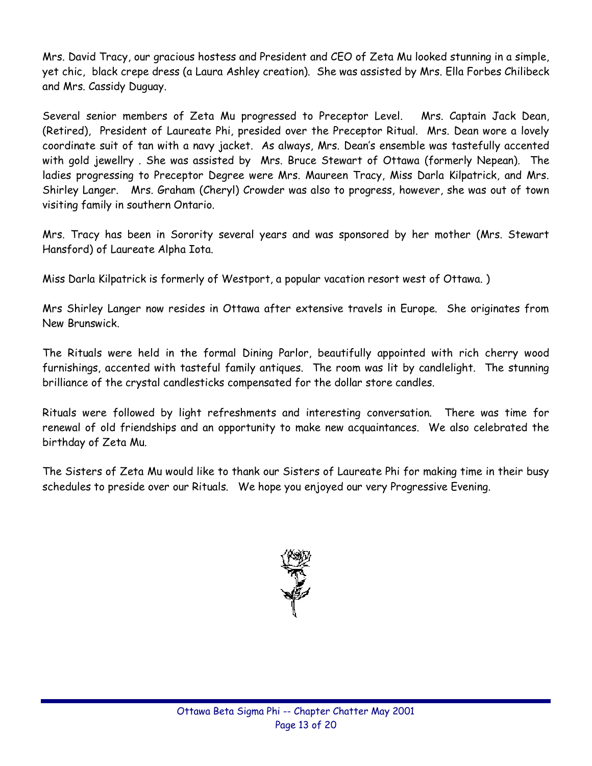Mrs. David Tracy, our gracious hostess and President and CEO of Zeta Mu looked stunning in a simple, yet chic, black crepe dress (a Laura Ashley creation). She was assisted by Mrs. Ella Forbes Chilibeck and Mrs. Cassidy Duguay.

Several senior members of Zeta Mu progressed to Preceptor Level. Mrs. Captain Jack Dean, (Retired), President of Laureate Phi, presided over the Preceptor Ritual. Mrs. Dean wore a lovely coordinate suit of tan with a navy jacket. As always, Mrs. Dean's ensemble was tastefully accented with gold jewellry . She was assisted by Mrs. Bruce Stewart of Ottawa (formerly Nepean). The ladies progressing to Preceptor Degree were Mrs. Maureen Tracy, Miss Darla Kilpatrick, and Mrs. Shirley Langer. Mrs. Graham (Cheryl) Crowder was also to progress, however, she was out of town visiting family in southern Ontario.

Mrs. Tracy has been in Sorority several years and was sponsored by her mother (Mrs. Stewart Hansford) of Laureate Alpha Iota.

Miss Darla Kilpatrick is formerly of Westport, a popular vacation resort west of Ottawa. )

Mrs Shirley Langer now resides in Ottawa after extensive travels in Europe. She originates from New Brunswick.

The Rituals were held in the formal Dining Parlor, beautifully appointed with rich cherry wood furnishings, accented with tasteful family antiques. The room was lit by candlelight. The stunning brilliance of the crystal candlesticks compensated for the dollar store candles.

Rituals were followed by light refreshments and interesting conversation. There was time for renewal of old friendships and an opportunity to make new acquaintances. We also celebrated the birthday of Zeta Mu.

The Sisters of Zeta Mu would like to thank our Sisters of Laureate Phi for making time in their busy schedules to preside over our Rituals. We hope you enjoyed our very Progressive Evening.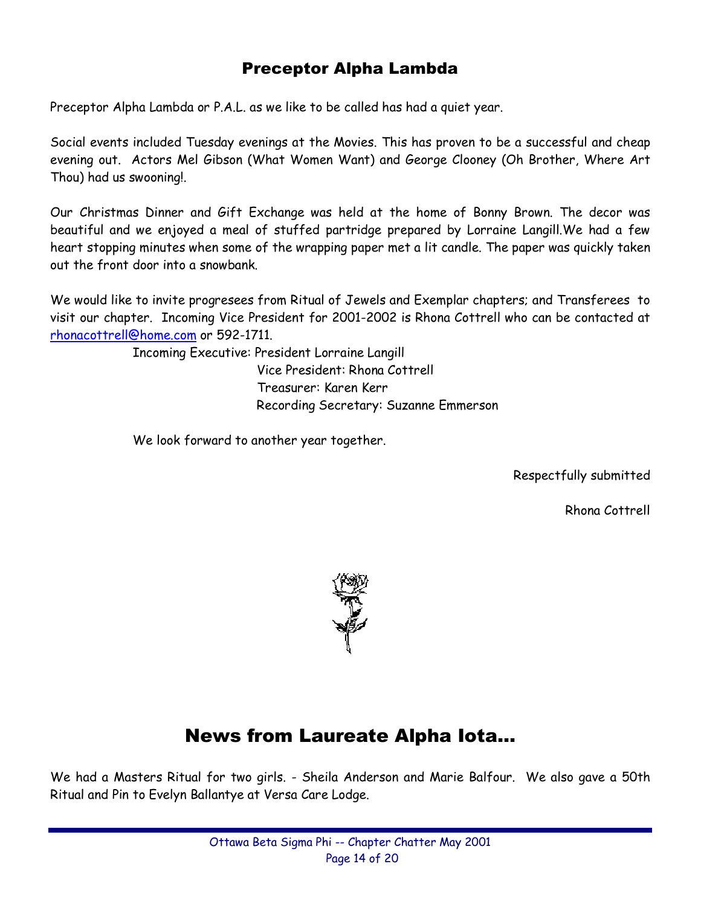## Preceptor Alpha Lambda

Preceptor Alpha Lambda or P.A.L. as we like to be called has had a quiet year.

Social events included Tuesday evenings at the Movies. This has proven to be a successful and cheap evening out. Actors Mel Gibson (What Women Want) and George Clooney (Oh Brother, Where Art Thou) had us swooning!.

Our Christmas Dinner and Gift Exchange was held at the home of Bonny Brown. The decor was beautiful and we enjoyed a meal of stuffed partridge prepared by Lorraine Langill.We had a few heart stopping minutes when some of the wrapping paper met a lit candle. The paper was quickly taken out the front door into a snowbank.

We would like to invite progresees from Ritual of Jewels and Exemplar chapters; and Transferees to visit our chapter. Incoming Vice President for 2001-2002 is Rhona Cottrell who can be contacted at rhonacottrell@home.com or 592-1711.

Incoming Executive: President Lorraine Langill
Vice President: Rhona Cottrell
Treasurer: Karen Kerr
Recording Secretary: Suzanne Emmerson

We look forward to another year together.

Respectfully submitted

Rhona Cottrell

# News from Laureate Alpha Iota...

We had a Masters Ritual for two girls. - Sheila Anderson and Marie Balfour. We also gave a 50th Ritual and Pin to Evelyn Ballantye at Versa Care Lodge.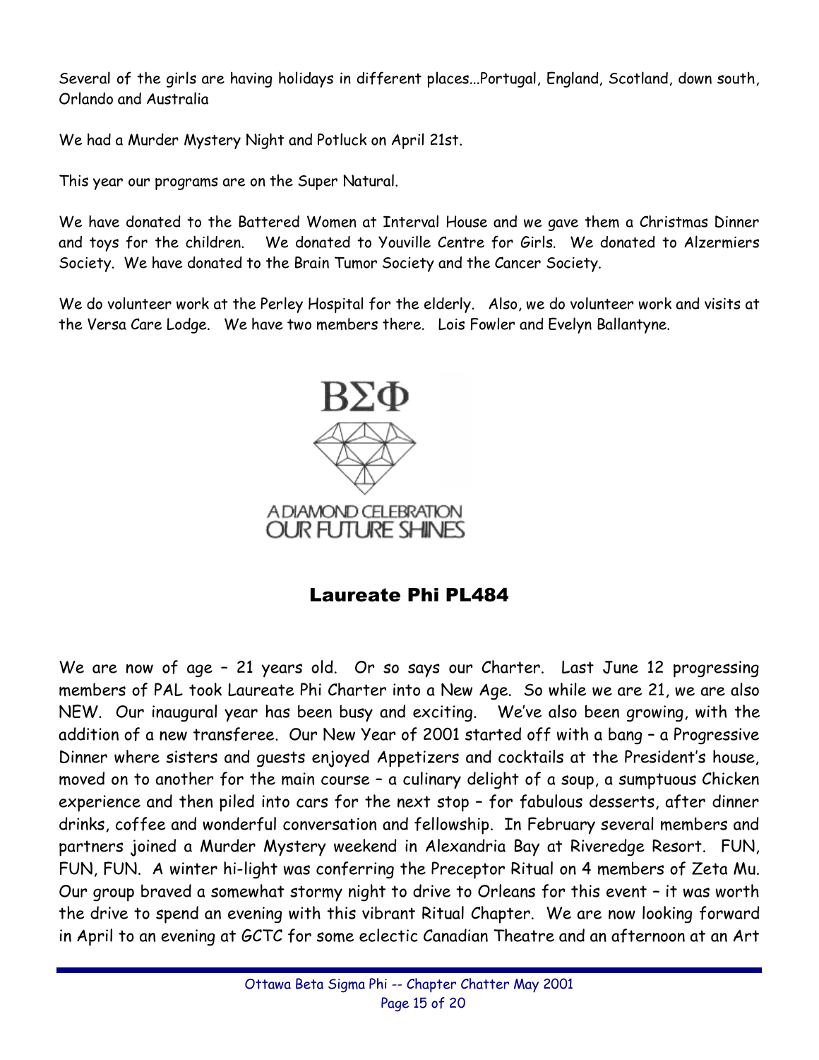Several of the girls are having holidays in different places...Portugal, England, Scotland, down south, Orlando and Australia

We had a Murder Mystery Night and Potluck on April 21st.

This year our programs are on the Super Natural.

We have donated to the Battered Women at Interval House and we gave them a Christmas Dinner and toys for the children. We donated to Youville Centre for Girls. We donated to Alzermiers Society. We have donated to the Brain Tumor Society and the Cancer Society.

We do volunteer work at the Perley Hospital for the elderly. Also, we do volunteer work and visits at the Versa Care Lodge. We have two members there. Lois Fowler and Evelyn Ballantyne.

ΒΣΦ

A DIAMOND CELEBRATION
OUR FUTURE SHINES

## Laureate Phi PL484

We are now of age – 21 years old. Or so says our Charter. Last June 12 progressing members of PAL took Laureate Phi Charter into a New Age. So while we are 21, we are also NEW. Our inaugural year has been busy and exciting. We've also been growing, with the addition of a new transferee. Our New Year of 2001 started off with a bang – a Progressive Dinner where sisters and guests enjoyed Appetizers and cocktails at the President's house, moved on to another for the main course – a culinary delight of a soup, a sumptuous Chicken experience and then piled into cars for the next stop – for fabulous desserts, after dinner drinks, coffee and wonderful conversation and fellowship. In February several members and partners joined a Murder Mystery weekend in Alexandria Bay at Riveredge Resort. FUN, FUN, FUN. A winter hi-light was conferring the Preceptor Ritual on 4 members of Zeta Mu. Our group braved a somewhat stormy night to drive to Orleans for this event – it was worth the drive to spend an evening with this vibrant Ritual Chapter. We are now looking forward in April to an evening at GCTC for some eclectic Canadian Theatre and an afternoon at an Art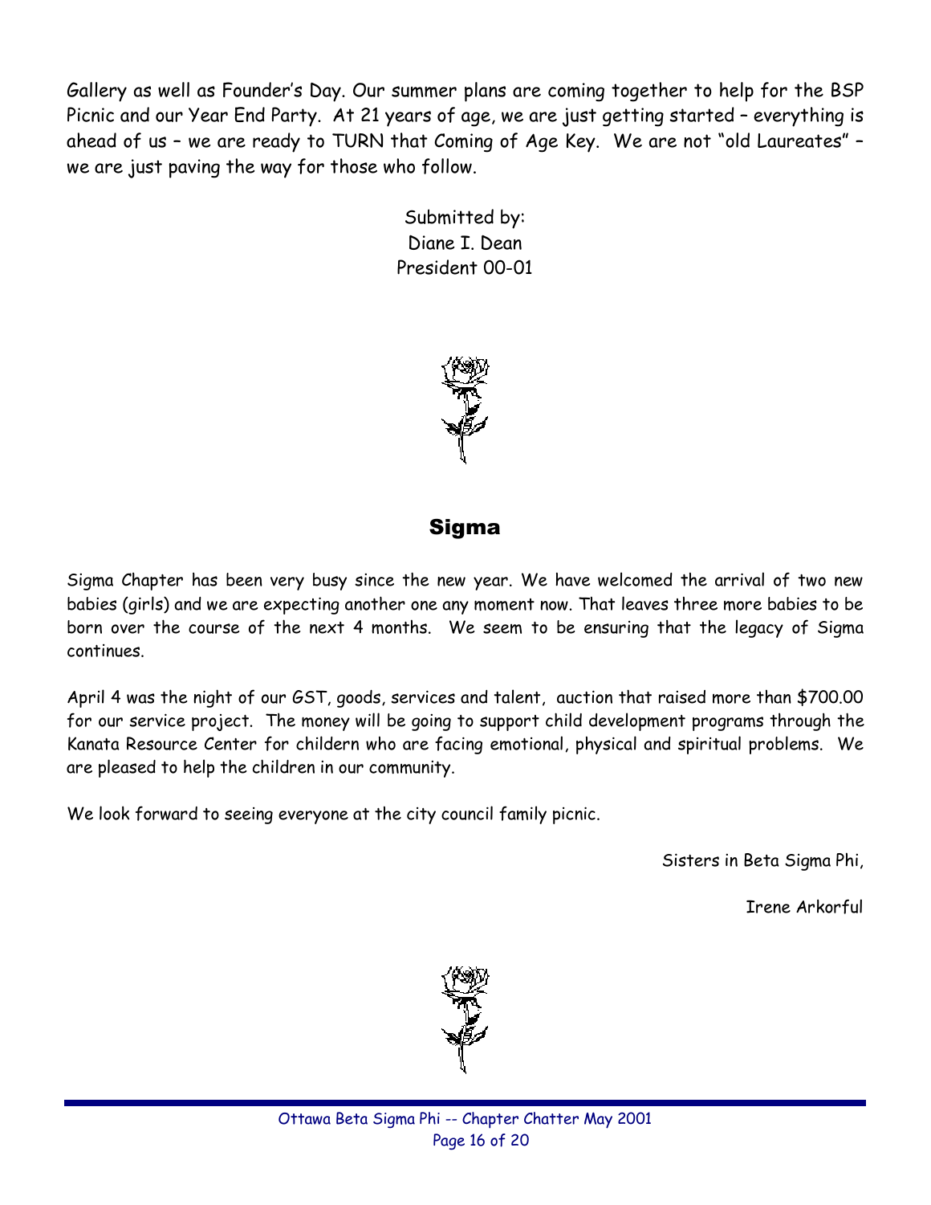Gallery as well as Founder's Day. Our summer plans are coming together to help for the BSP Picnic and our Year End Party. At 21 years of age, we are just getting started – everything is ahead of us – we are ready to TURN that Coming of Age Key. We are not "old Laureates" – we are just paving the way for those who follow.

Submitted by:
Diane I. Dean
President 00-01

## Sigma

Sigma Chapter has been very busy since the new year. We have welcomed the arrival of two new babies (girls) and we are expecting another one any moment now. That leaves three more babies to be born over the course of the next 4 months. We seem to be ensuring that the legacy of Sigma continues.

April 4 was the night of our GST, goods, services and talent, auction that raised more than $700.00 for our service project. The money will be going to support child development programs through the Kanata Resource Center for childern who are facing emotional, physical and spiritual problems. We are pleased to help the children in our community.

We look forward to seeing everyone at the city council family picnic.

Sisters in Beta Sigma Phi,

Irene Arkorful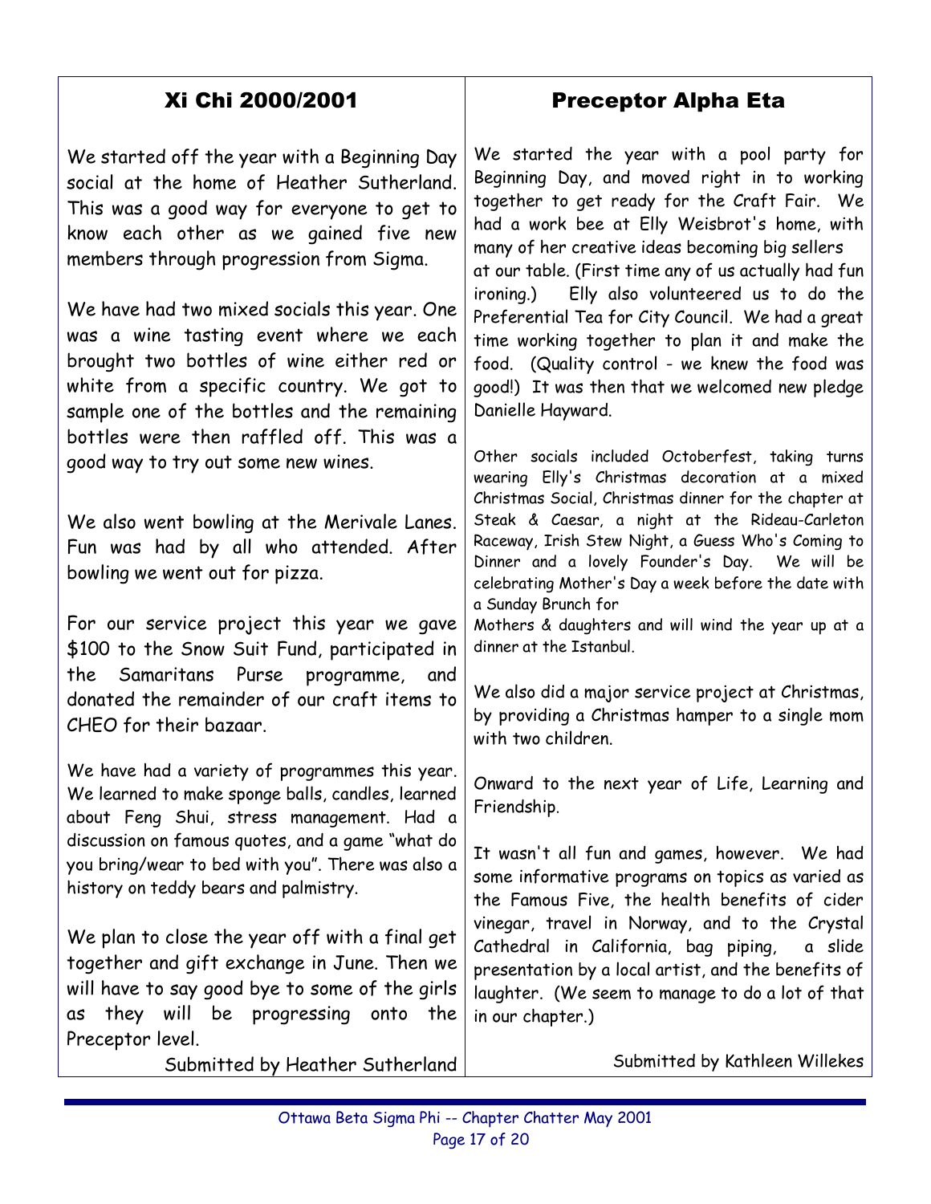## Xi Chi 2000/2001

We started off the year with a Beginning Day social at the home of Heather Sutherland. This was a good way for everyone to get to know each other as we gained five new members through progression from Sigma.

We have had two mixed socials this year. One was a wine tasting event where we each brought two bottles of wine either red or white from a specific country. We got to sample one of the bottles and the remaining bottles were then raffled off. This was a good way to try out some new wines.

We also went bowling at the Merivale Lanes. Fun was had by all who attended. After bowling we went out for pizza.

For our service project this year we gave $100 to the Snow Suit Fund, participated in the Samaritans Purse programme, and donated the remainder of our craft items to CHEO for their bazaar.

We have had a variety of programmes this year. We learned to make sponge balls, candles, learned about Feng Shui, stress management. Had a discussion on famous quotes, and a game "what do you bring/wear to bed with you". There was also a history on teddy bears and palmistry.

We plan to close the year off with a final get together and gift exchange in June. Then we will have to say good bye to some of the girls as they will be progressing onto the Preceptor level.

Submitted by Heather Sutherland

## Preceptor Alpha Eta

We started the year with a pool party for Beginning Day, and moved right in to working together to get ready for the Craft Fair. We had a work bee at Elly Weisbrot's home, with many of her creative ideas becoming big sellers at our table. (First time any of us actually had fun ironing.) Elly also volunteered us to do the Preferential Tea for City Council. We had a great time working together to plan it and make the food. (Quality control - we knew the food was good!) It was then that we welcomed new pledge Danielle Hayward.

Other socials included Octoberfest, taking turns wearing Elly's Christmas decoration at a mixed Christmas Social, Christmas dinner for the chapter at Steak & Caesar, a night at the Rideau-Carleton Raceway, Irish Stew Night, a Guess Who's Coming to Dinner and a lovely Founder's Day. We will be celebrating Mother's Day a week before the date with a Sunday Brunch for Mothers & daughters and will wind the year up at a dinner at the Istanbul.

We also did a major service project at Christmas, by providing a Christmas hamper to a single mom with two children.

Onward to the next year of Life, Learning and Friendship.

It wasn't all fun and games, however. We had some informative programs on topics as varied as the Famous Five, the health benefits of cider vinegar, travel in Norway, and to the Crystal Cathedral in California, bag piping, a slide presentation by a local artist, and the benefits of laughter. (We seem to manage to do a lot of that in our chapter.)

Submitted by Kathleen Willekes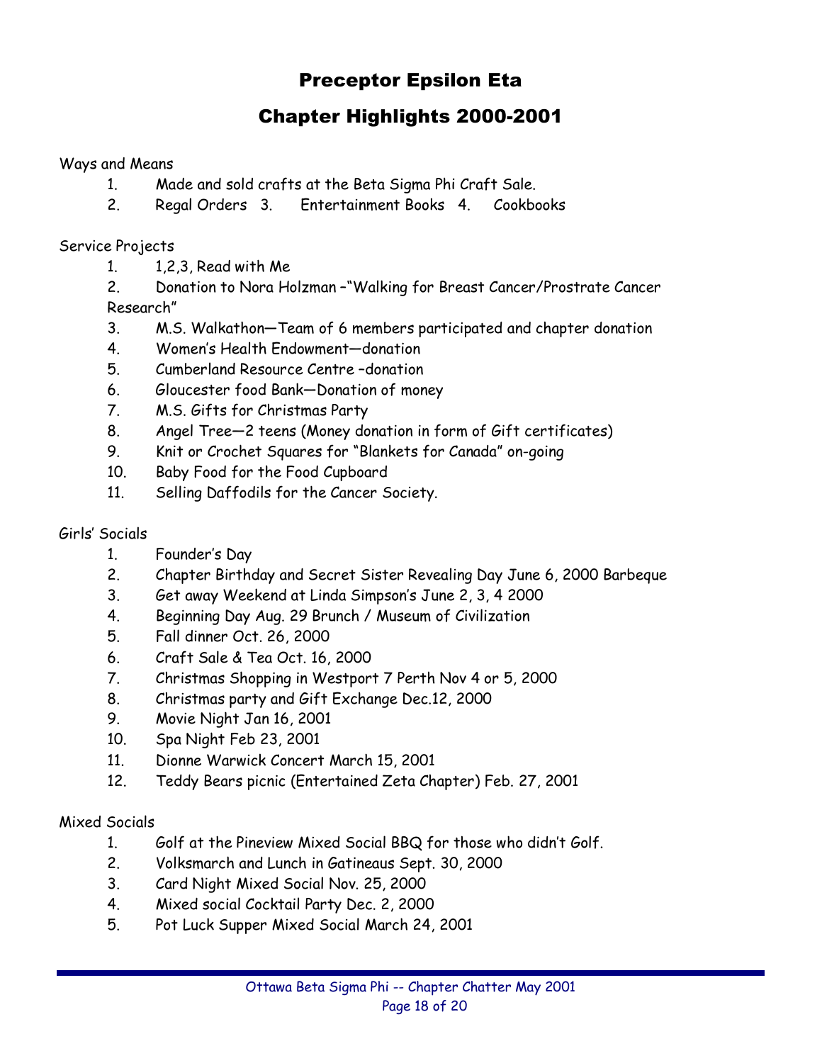# Preceptor Epsilon Eta

## Chapter Highlights 2000-2001

Ways and Means

1. Made and sold crafts at the Beta Sigma Phi Craft Sale.
2. Regal Orders 3. Entertainment Books 4. Cookbooks

Service Projects

1. 1,2,3, Read with Me
2. Donation to Nora Holzman –"Walking for Breast Cancer/Prostrate Cancer Research"
3. M.S. Walkathon—Team of 6 members participated and chapter donation
4. Women's Health Endowment—donation
5. Cumberland Resource Centre –donation
6. Gloucester food Bank—Donation of money
7. M.S. Gifts for Christmas Party
8. Angel Tree—2 teens (Money donation in form of Gift certificates)
9. Knit or Crochet Squares for "Blankets for Canada" on-going
10. Baby Food for the Food Cupboard
11. Selling Daffodils for the Cancer Society.

Girls' Socials

1. Founder's Day
2. Chapter Birthday and Secret Sister Revealing Day June 6, 2000 Barbeque
3. Get away Weekend at Linda Simpson's June 2, 3, 4 2000
4. Beginning Day Aug. 29 Brunch / Museum of Civilization
5. Fall dinner Oct. 26, 2000
6. Craft Sale & Tea Oct. 16, 2000
7. Christmas Shopping in Westport 7 Perth Nov 4 or 5, 2000
8. Christmas party and Gift Exchange Dec.12, 2000
9. Movie Night Jan 16, 2001
10. Spa Night Feb 23, 2001
11. Dionne Warwick Concert March 15, 2001
12. Teddy Bears picnic (Entertained Zeta Chapter) Feb. 27, 2001

Mixed Socials

1. Golf at the Pineview Mixed Social BBQ for those who didn't Golf.
2. Volksmarch and Lunch in Gatineaus Sept. 30, 2000
3. Card Night Mixed Social Nov. 25, 2000
4. Mixed social Cocktail Party Dec. 2, 2000
5. Pot Luck Supper Mixed Social March 24, 2001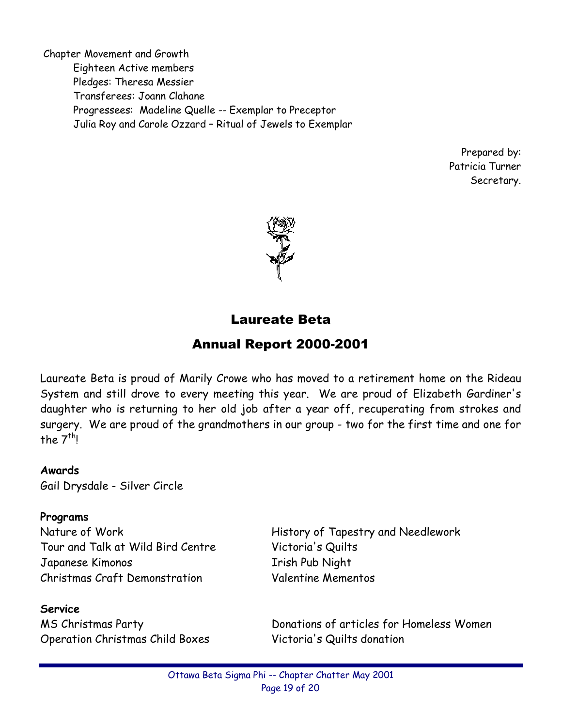Chapter Movement and Growth

- Eighteen Active members
- Pledges: Theresa Messier
- Transferees: Joann Clahane
- Progressees: Madeline Quelle -- Exemplar to Preceptor
- Julia Roy and Carole Ozzard – Ritual of Jewels to Exemplar

Prepared by:
Patricia Turner
Secretary.

## Laureate Beta

## Annual Report 2000-2001

Laureate Beta is proud of Marily Crowe who has moved to a retirement home on the Rideau System and still drove to every meeting this year. We are proud of Elizabeth Gardiner's daughter who is returning to her old job after a year off, recuperating from strokes and surgery. We are proud of the grandmothers in our group - two for the first time and one for the $7^{th}$!

**Awards**

Gail Drysdale - Silver Circle

**Programs**

Nature of Work
Tour and Talk at Wild Bird Centre
Japanese Kimonos
Christmas Craft Demonstration
History of Tapestry and Needlework
Victoria's Quilts
Irish Pub Night
Valentine Mementos

**Service**

MS Christmas Party
Operation Christmas Child Boxes
Donations of articles for Homeless Women
Victoria's Quilts donation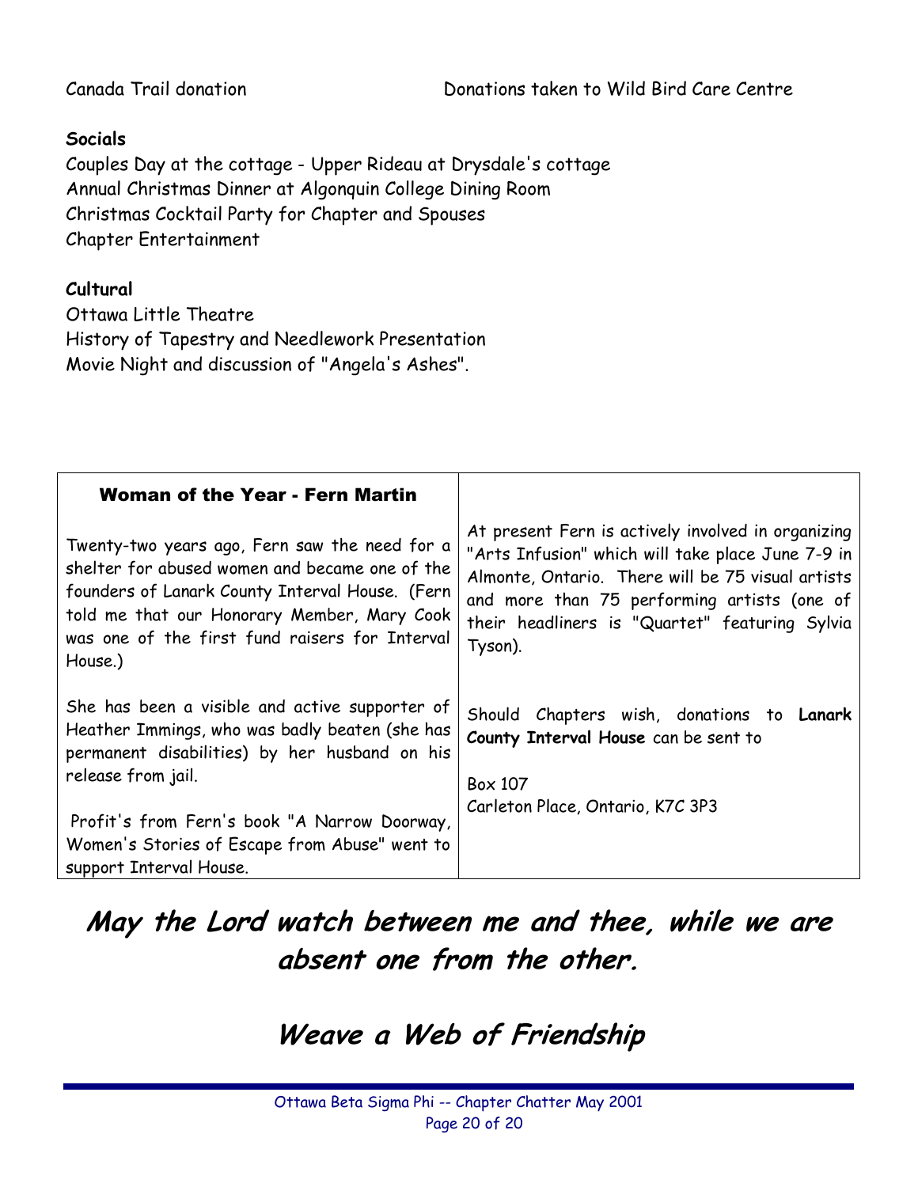Canada Trail donation

Donations taken to Wild Bird Care Centre

**Socials**

Couples Day at the cottage - Upper Rideau at Drysdale's cottage
Annual Christmas Dinner at Algonquin College Dining Room
Christmas Cocktail Party for Chapter and Spouses
Chapter Entertainment

**Cultural**

Ottawa Little Theatre
History of Tapestry and Needlework Presentation
Movie Night and discussion of "Angela's Ashes".

### Woman of the Year - Fern Martin

Twenty-two years ago, Fern saw the need for a shelter for abused women and became one of the founders of Lanark County Interval House. (Fern told me that our Honorary Member, Mary Cook was one of the first fund raisers for Interval House.)

She has been a visible and active supporter of Heather Immings, who was badly beaten (she has permanent disabilities) by her husband on his release from jail.

Profit's from Fern's book "A Narrow Doorway, Women's Stories of Escape from Abuse" went to support Interval House.

At present Fern is actively involved in organizing "Arts Infusion" which will take place June 7-9 in Almonte, Ontario. There will be 75 visual artists and more than 75 performing artists (one of their headliners is "Quartet" featuring Sylvia Tyson).

Should Chapters wish, donations to **Lanark County Interval House** can be sent to

Box 107
Carleton Place, Ontario, K7C 3P3

***May the Lord watch between me and thee, while we are absent one from the other.***

***Weave a Web of Friendship***